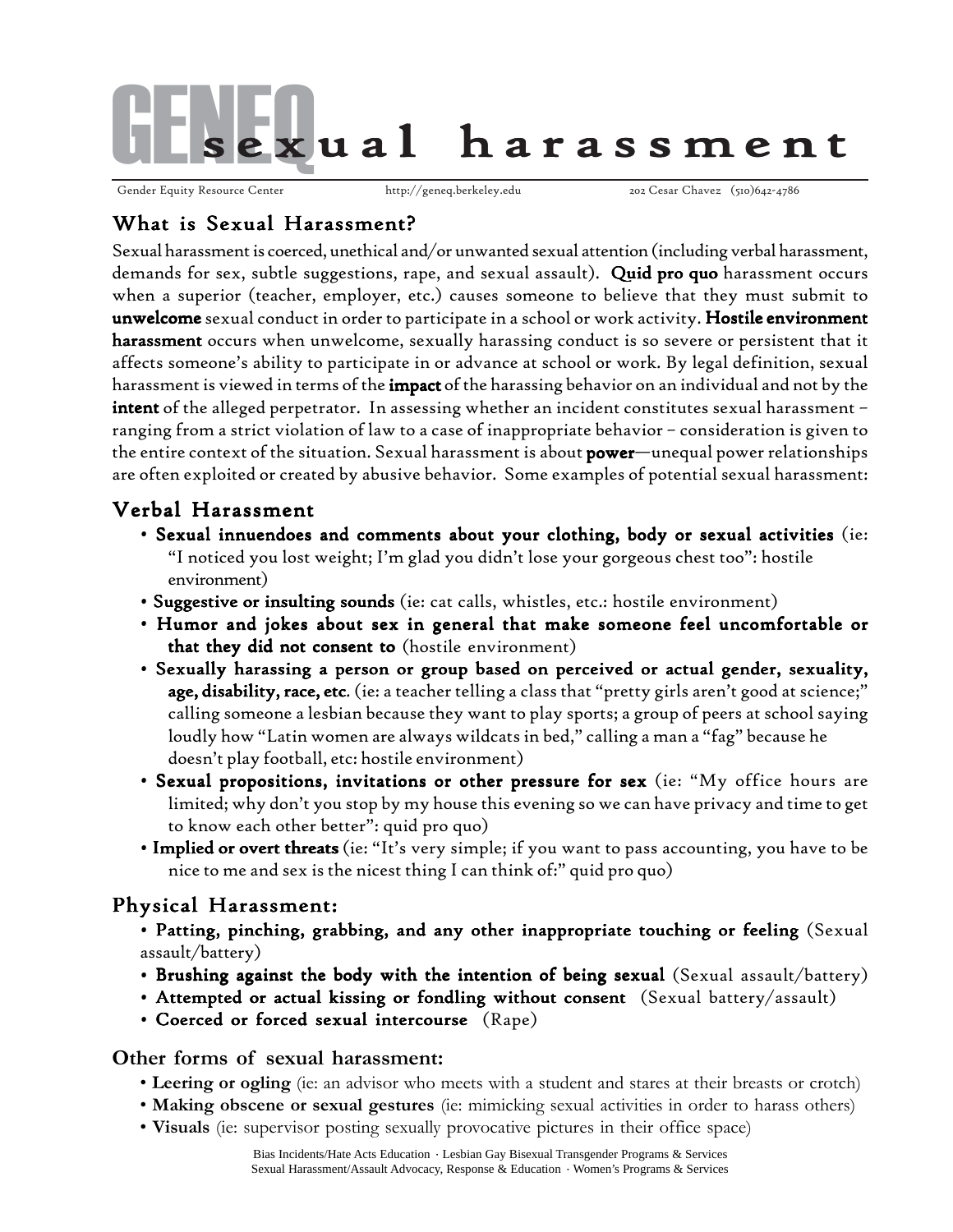# GENEQ sexual harassment

Gender Equity Resource Center http://geneq.berkeley.edu 202 Cesar Chavez (510)642-4786

## What is Sexual Harassment?

Sexual harassment is coerced, unethical and/or unwanted sexual attention (including verbal harassment, demands for sex, subtle suggestions, rape, and sexual assault). **Quid pro quo** harassment occurs when a superior (teacher, employer, etc.) causes someone to believe that they must submit to **unwelcome** sexual conduct in order to participate in a school or work activity. **Hostile environment harassment** occurs when unwelcome, sexually harassing conduct is so severe or persistent that it affects someone's ability to participate in or advance at school or work. By legal definition, sexual harassment is viewed in terms of the **impact** of the harassing behavior on an individual and not by the **intent** of the alleged perpetrator. In assessing whether an incident constitutes sexual harassment – ranging from a strict violation of law to a case of inappropriate behavior – consideration is given to the entire context of the situation. Sexual harassment is about **power**—unequal power relationships are often exploited or created by abusive behavior. Some examples of potential sexual harassment:

## Verbal Harassment

- **Sexual innuendoes and comments about your clothing, body or sexual activities** (ie: "I noticed you lost weight; I'm glad you didn't lose your gorgeous chest too": hostile environment)
- **Suggestive or insulting sounds** (ie: cat calls, whistles, etc.: hostile environment)
- **Humor and jokes about sex in general that make someone feel uncomfortable or that they did not consent to** (hostile environment)
- **Sexually harassing a person or group based on perceived or actual gender, sexuality, age, disability, race, etc**. (ie: a teacher telling a class that "pretty girls aren't good at science;" calling someone a lesbian because they want to play sports; a group of peers at school saying loudly how "Latin women are always wildcats in bed," calling a man a "fag" because he doesn't play football, etc: hostile environment)
- **Sexual propositions, invitations or other pressure for sex** (ie: "My office hours are limited; why don't you stop by my house this evening so we can have privacy and time to get to know each other better": quid pro quo)
- **Implied or overt threats** (ie: "It's very simple; if you want to pass accounting, you have to be nice to me and sex is the nicest thing I can think of:" quid pro quo)

## Physical Harassment:

- **Patting, pinching, grabbing, and any other inappropriate touching or feeling** (Sexual assault/battery)
- **Brushing against the body with the intention of being sexual** (Sexual assault/battery)
- **Attempted or actual kissing or fondling without consent** (Sexual battery/assault)
- **Coerced or forced sexual intercourse** (Rape)

## Other forms of sexual harassment:

- **Leering or ogling** (ie: an advisor who meets with a student and stares at their breasts or crotch)
- **Making obscene or sexual gestures** (ie: mimicking sexual activities in order to harass others)
- **Visuals** (ie: supervisor posting sexually provocative pictures in their office space)

Bias Incidents/Hate Acts Education · Lesbian Gay Bisexual Transgender Programs & Services
Sexual Harassment/Assault Advocacy, Response & Education · Women's Programs & Services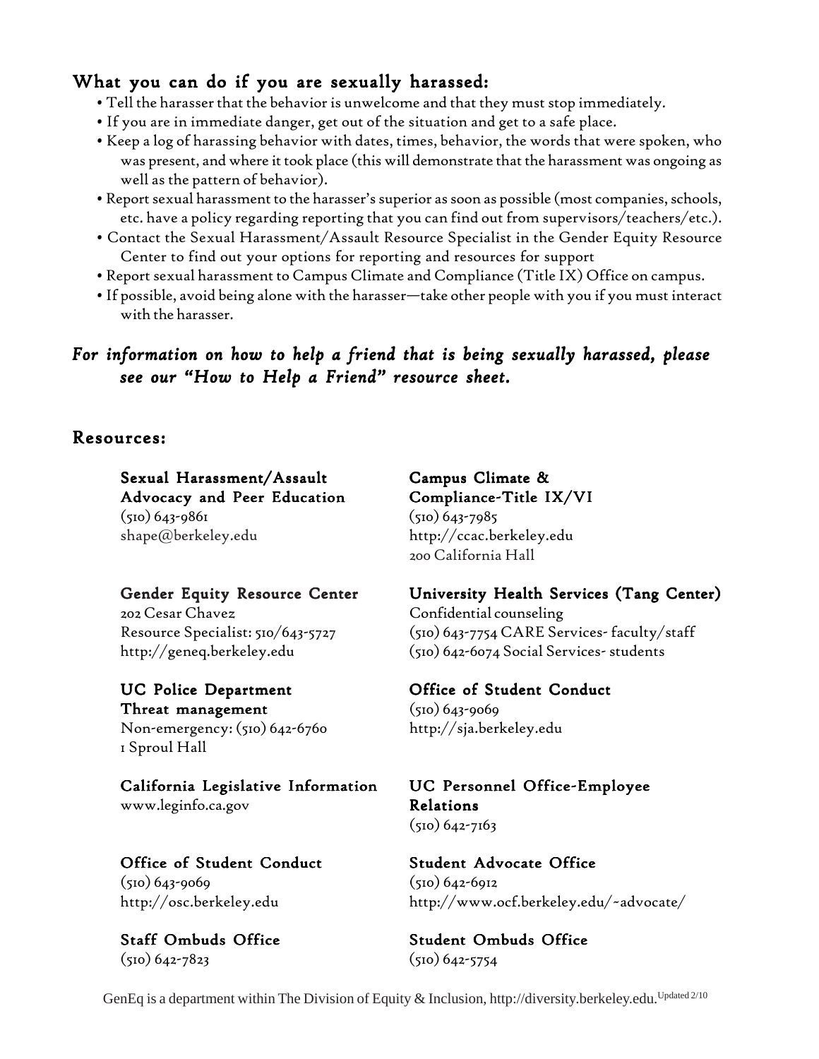## What you can do if you are sexually harassed:

- Tell the harasser that the behavior is unwelcome and that they must stop immediately.
- If you are in immediate danger, get out of the situation and get to a safe place.
- Keep a log of harassing behavior with dates, times, behavior, the words that were spoken, who was present, and where it took place (this will demonstrate that the harassment was ongoing as well as the pattern of behavior).
- Report sexual harassment to the harasser's superior as soon as possible (most companies, schools, etc. have a policy regarding reporting that you can find out from supervisors/teachers/etc.).
- Contact the Sexual Harassment/Assault Resource Specialist in the Gender Equity Resource Center to find out your options for reporting and resources for support
- Report sexual harassment to Campus Climate and Compliance (Title IX) Office on campus.
- If possible, avoid being alone with the harasser—take other people with you if you must interact with the harasser.

### *For information on how to help a friend that is being sexually harassed, please see our "How to Help a Friend" resource sheet.*

## Resources:

**Sexual Harassment/Assault Advocacy and Peer Education**
(510) 643-9861
shape@berkeley.edu

**Gender Equity Resource Center**
202 Cesar Chavez
Resource Specialist: 510/643-5727
http://geneq.berkeley.edu

**UC Police Department Threat management**
Non-emergency: (510) 642-6760
1 Sproul Hall

**California Legislative Information**
www.leginfo.ca.gov

**Office of Student Conduct**
(510) 643-9069
http://osc.berkeley.edu

**Staff Ombuds Office**
(510) 642-7823

**Campus Climate & Compliance-Title IX/VI**
(510) 643-7985
http://ccac.berkeley.edu
200 California Hall

**University Health Services (Tang Center)**
Confidential counseling
(510) 643-7754 CARE Services- faculty/staff
(510) 642-6074 Social Services- students

**Office of Student Conduct**
(510) 643-9069
http://sja.berkeley.edu

**UC Personnel Office-Employee Relations**
(510) 642-7163

**Student Advocate Office**
(510) 642-6912
http://www.ocf.berkeley.edu/~advocate/

**Student Ombuds Office**
(510) 642-5754

GenEq is a department within The Division of Equity & Inclusion, http://diversity.berkeley.edu. Updated 2/10